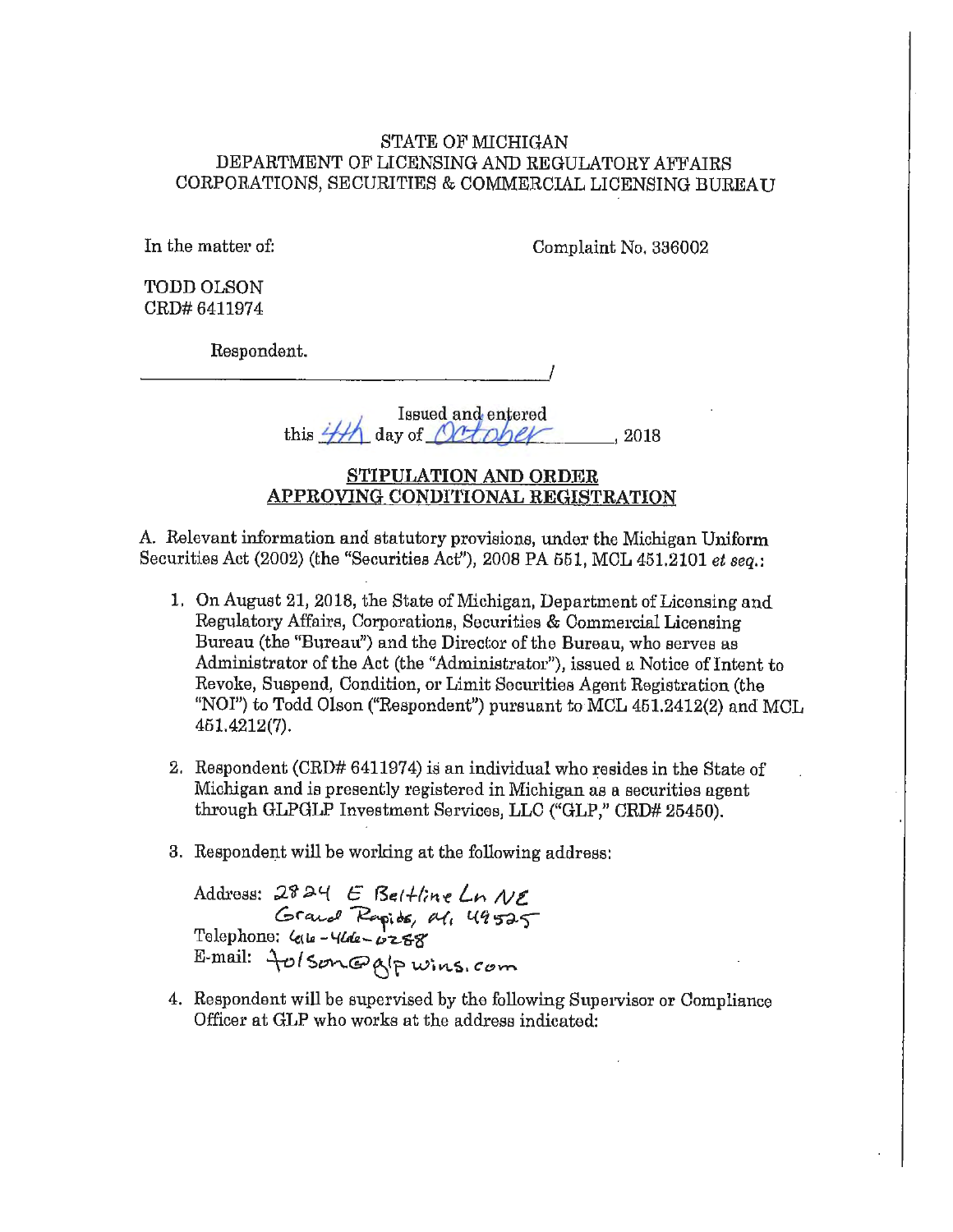STATE OF MICHIGAN
DEPARTMENT OF LICENSING AND REGULATORY AFFAIRS
CORPORATIONS, SECURITIES & COMMERCIAL LICENSING BUREAU

In the matter of:

Complaint No. 336002

TODD OLSON
CRD# 6411974

Respondent.

______________________________________________/

Issued and entered
this 4th day of October, 2018

**STIPULATION AND ORDER**
**APPROVING CONDITIONAL REGISTRATION**

A. Relevant information and statutory provisions, under the Michigan Uniform Securities Act (2002) (the "Securities Act"), 2008 PA 551, MCL 451.2101 *et seq.*:

1. On August 21, 2018, the State of Michigan, Department of Licensing and Regulatory Affairs, Corporations, Securities & Commercial Licensing Bureau (the "Bureau") and the Director of the Bureau, who serves as Administrator of the Act (the "Administrator"), issued a Notice of Intent to Revoke, Suspend, Condition, or Limit Securities Agent Registration (the "NOI") to Todd Olson ("Respondent") pursuant to MCL 451.2412(2) and MCL 451.4212(7).

2. Respondent (CRD# 6411974) is an individual who resides in the State of Michigan and is presently registered in Michigan as a securities agent through GLPGLP Investment Services, LLC ("GLP," CRD# 25450).

3. Respondent will be working at the following address:

   Address: 2824 E Beltline Ln NE
   Grand Rapids, MI 49525
   Telephone: 616-466-0288
   E-mail: tolson@glpwins.com

4. Respondent will be supervised by the following Supervisor or Compliance Officer at GLP who works at the address indicated: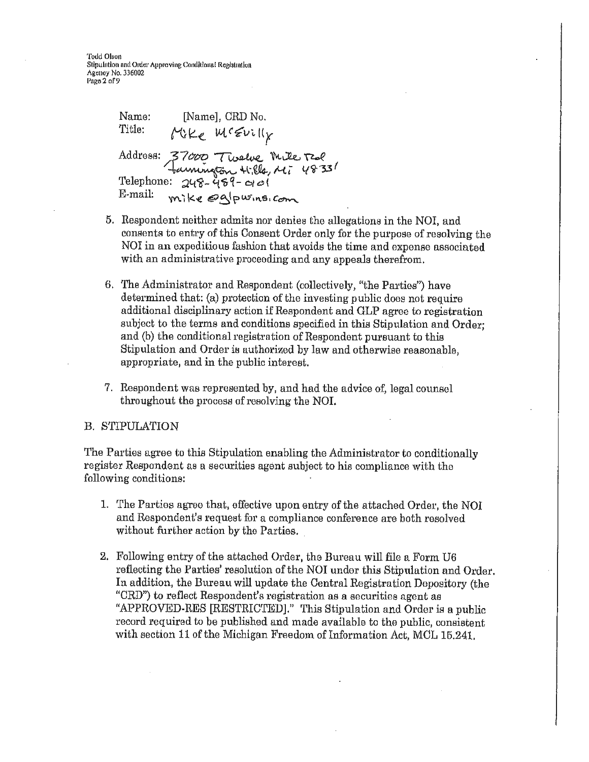Name: [Name], CRD No.
Title: Mike McEvilly

Address: 37000 Twelve Mile Rd
Farmington Hills, MI 48331
Telephone: 248-489-0101
E-mail: mike@glpwins.com

5. Respondent neither admits nor denies the allegations in the NOI, and consents to entry of this Consent Order only for the purpose of resolving the NOI in an expeditious fashion that avoids the time and expense associated with an administrative proceeding and any appeals therefrom.

6. The Administrator and Respondent (collectively, "the Parties") have determined that: (a) protection of the investing public does not require additional disciplinary action if Respondent and GLP agree to registration subject to the terms and conditions specified in this Stipulation and Order; and (b) the conditional registration of Respondent pursuant to this Stipulation and Order is authorized by law and otherwise reasonable, appropriate, and in the public interest.

7. Respondent was represented by, and had the advice of, legal counsel throughout the process of resolving the NOI.

## B. STIPULATION

The Parties agree to this Stipulation enabling the Administrator to conditionally register Respondent as a securities agent subject to his compliance with the following conditions:

1. The Parties agree that, effective upon entry of the attached Order, the NOI and Respondent's request for a compliance conference are both resolved without further action by the Parties.

2. Following entry of the attached Order, the Bureau will file a Form U6 reflecting the Parties' resolution of the NOI under this Stipulation and Order. In addition, the Bureau will update the Central Registration Depository (the "CRD") to reflect Respondent's registration as a securities agent as "APPROVED-RES [RESTRICTED]." This Stipulation and Order is a public record required to be published and made available to the public, consistent with section 11 of the Michigan Freedom of Information Act, MCL 15.241.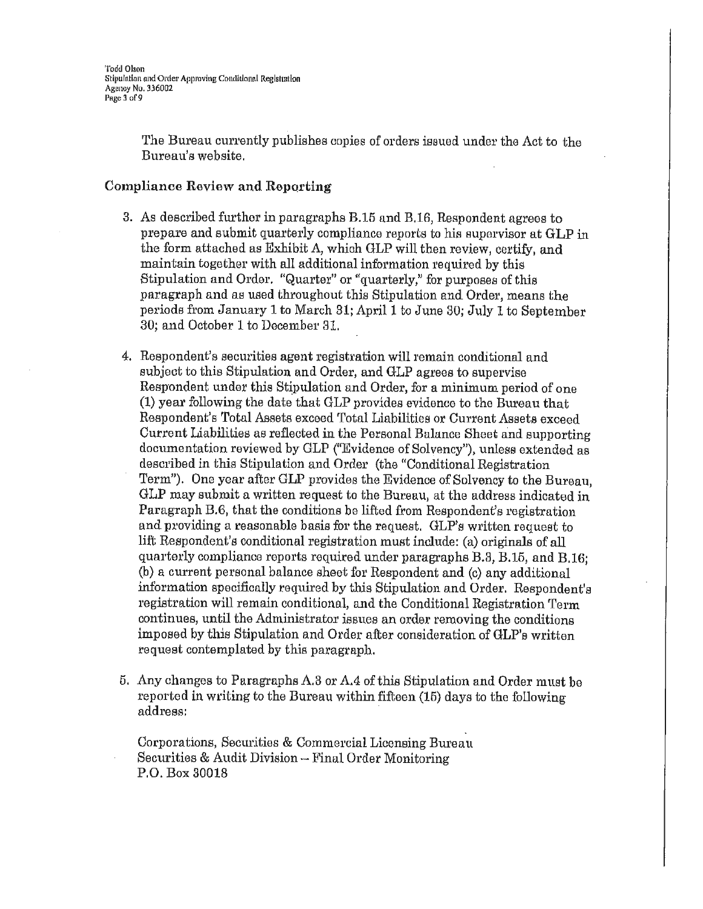The Bureau currently publishes copies of orders issued under the Act to the Bureau's website.

## Compliance Review and Reporting

3. As described further in paragraphs B.15 and B.16, Respondent agrees to prepare and submit quarterly compliance reports to his supervisor at GLP in the form attached as Exhibit A, which GLP will then review, certify, and maintain together with all additional information required by this Stipulation and Order. "Quarter" or "quarterly," for purposes of this paragraph and as used throughout this Stipulation and Order, means the periods from January 1 to March 31; April 1 to June 30; July 1 to September 30; and October 1 to December 31.

4. Respondent's securities agent registration will remain conditional and subject to this Stipulation and Order, and GLP agrees to supervise Respondent under this Stipulation and Order, for a minimum period of one (1) year following the date that GLP provides evidence to the Bureau that Respondent's Total Assets exceed Total Liabilities or Current Assets exceed Current Liabilities as reflected in the Personal Balance Sheet and supporting documentation reviewed by GLP ("Evidence of Solvency"), unless extended as described in this Stipulation and Order (the "Conditional Registration Term"). One year after GLP provides the Evidence of Solvency to the Bureau, GLP may submit a written request to the Bureau, at the address indicated in Paragraph B.6, that the conditions be lifted from Respondent's registration and providing a reasonable basis for the request. GLP's written request to lift Respondent's conditional registration must include: (a) originals of all quarterly compliance reports required under paragraphs B.3, B.15, and B.16; (b) a current personal balance sheet for Respondent and (c) any additional information specifically required by this Stipulation and Order. Respondent's registration will remain conditional, and the Conditional Registration Term continues, until the Administrator issues an order removing the conditions imposed by this Stipulation and Order after consideration of GLP's written request contemplated by this paragraph.

5. Any changes to Paragraphs A.3 or A.4 of this Stipulation and Order must be reported in writing to the Bureau within fifteen (15) days to the following address:

   Corporations, Securities & Commercial Licensing Bureau
   Securities & Audit Division – Final Order Monitoring
   P.O. Box 30018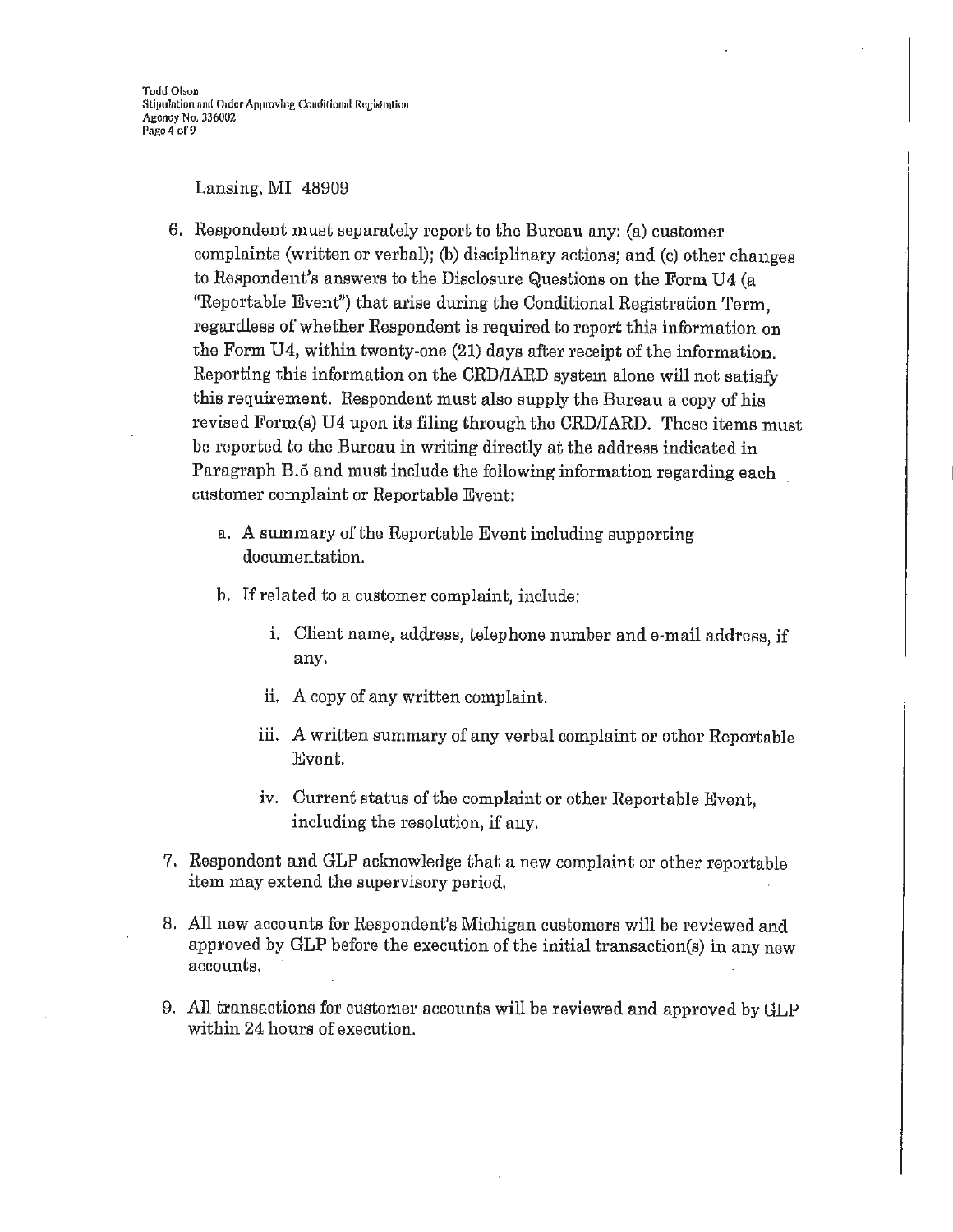Lansing, MI 48909

6. Respondent must separately report to the Bureau any: (a) customer complaints (written or verbal); (b) disciplinary actions; and (c) other changes to Respondent's answers to the Disclosure Questions on the Form U4 (a "Reportable Event") that arise during the Conditional Registration Term, regardless of whether Respondent is required to report this information on the Form U4, within twenty-one (21) days after receipt of the information. Reporting this information on the CRD/IARD system alone will not satisfy this requirement. Respondent must also supply the Bureau a copy of his revised Form(s) U4 upon its filing through the CRD/IARD. These items must be reported to the Bureau in writing directly at the address indicated in Paragraph B.5 and must include the following information regarding each customer complaint or Reportable Event:

    a. A summary of the Reportable Event including supporting documentation.

    b. If related to a customer complaint, include:

        i. Client name, address, telephone number and e-mail address, if any.

        ii. A copy of any written complaint.

        iii. A written summary of any verbal complaint or other Reportable Event.

        iv. Current status of the complaint or other Reportable Event, including the resolution, if any.

7. Respondent and GLP acknowledge that a new complaint or other reportable item may extend the supervisory period.

8. All new accounts for Respondent's Michigan customers will be reviewed and approved by GLP before the execution of the initial transaction(s) in any new accounts.

9. All transactions for customer accounts will be reviewed and approved by GLP within 24 hours of execution.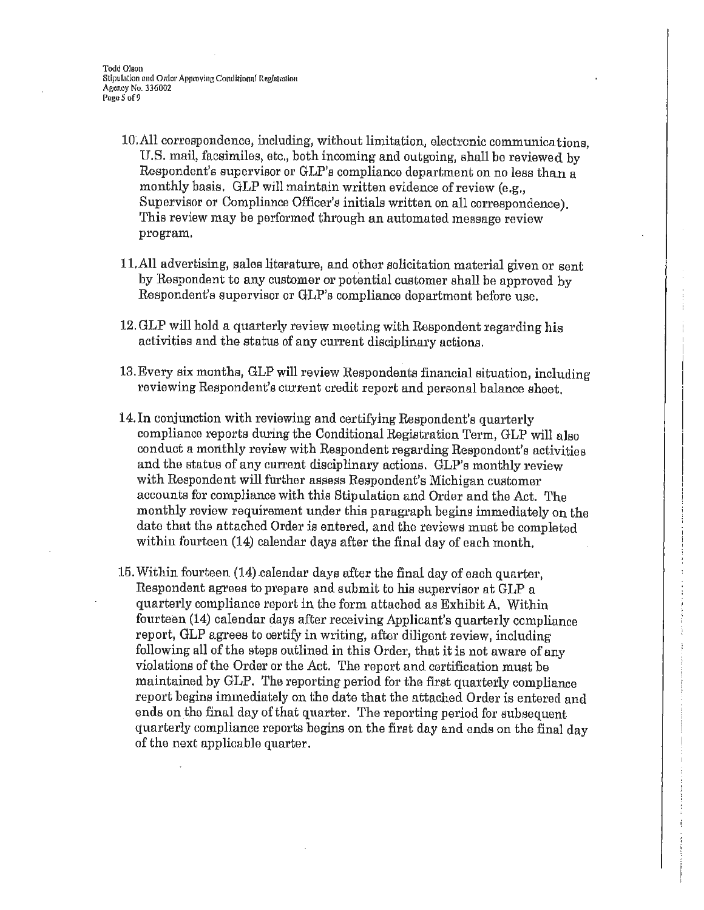10. All correspondence, including, without limitation, electronic communications, U.S. mail, facsimiles, etc., both incoming and outgoing, shall be reviewed by Respondent's supervisor or GLP's compliance department on no less than a monthly basis. GLP will maintain written evidence of review (e.g., Supervisor or Compliance Officer's initials written on all correspondence). This review may be performed through an automated message review program.

11. All advertising, sales literature, and other solicitation material given or sent by Respondent to any customer or potential customer shall be approved by Respondent's supervisor or GLP's compliance department before use.

12. GLP will hold a quarterly review meeting with Respondent regarding his activities and the status of any current disciplinary actions.

13. Every six months, GLP will review Respondents financial situation, including reviewing Respondent's current credit report and personal balance sheet.

14. In conjunction with reviewing and certifying Respondent's quarterly compliance reports during the Conditional Registration Term, GLP will also conduct a monthly review with Respondent regarding Respondent's activities and the status of any current disciplinary actions. GLP's monthly review with Respondent will further assess Respondent's Michigan customer accounts for compliance with this Stipulation and Order and the Act. The monthly review requirement under this paragraph begins immediately on the date that the attached Order is entered, and the reviews must be completed within fourteen (14) calendar days after the final day of each month.

15. Within fourteen (14) calendar days after the final day of each quarter, Respondent agrees to prepare and submit to his supervisor at GLP a quarterly compliance report in the form attached as Exhibit A. Within fourteen (14) calendar days after receiving Applicant's quarterly compliance report, GLP agrees to certify in writing, after diligent review, including following all of the steps outlined in this Order, that it is not aware of any violations of the Order or the Act. The report and certification must be maintained by GLP. The reporting period for the first quarterly compliance report begins immediately on the date that the attached Order is entered and ends on the final day of that quarter. The reporting period for subsequent quarterly compliance reports begins on the first day and ends on the final day of the next applicable quarter.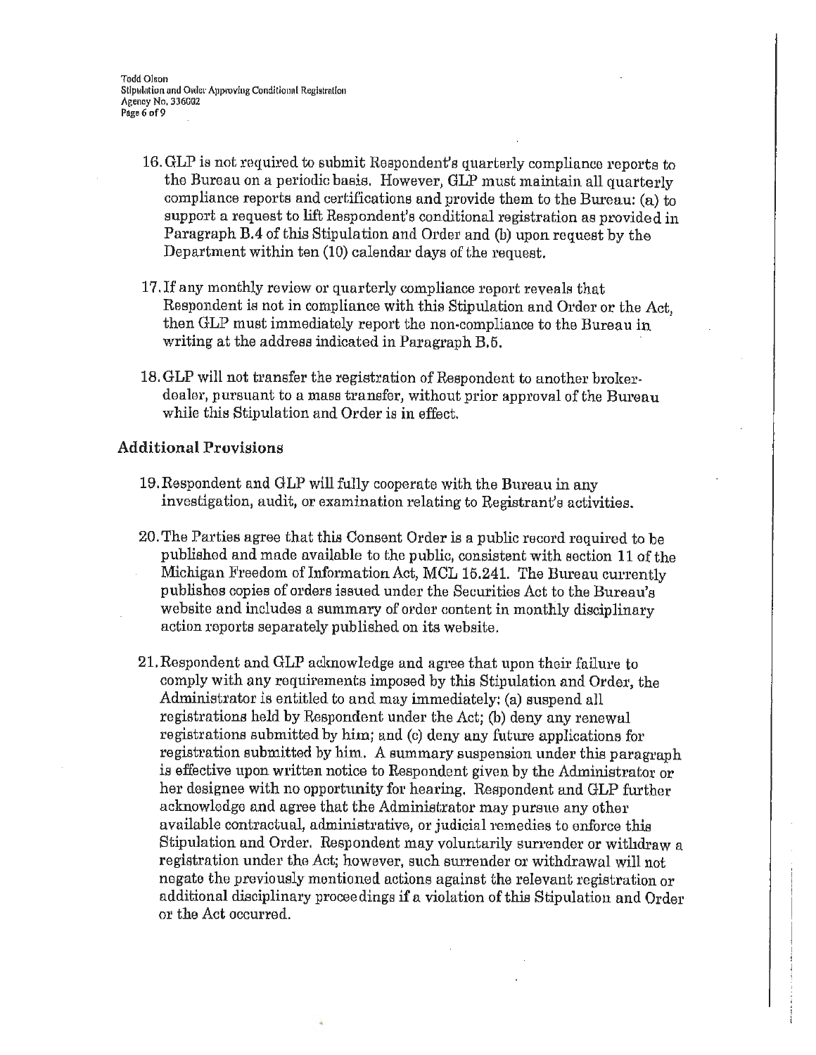16. GLP is not required to submit Respondent's quarterly compliance reports to the Bureau on a periodic basis. However, GLP must maintain all quarterly compliance reports and certifications and provide them to the Bureau: (a) to support a request to lift Respondent's conditional registration as provided in Paragraph B.4 of this Stipulation and Order and (b) upon request by the Department within ten (10) calendar days of the request.

17. If any monthly review or quarterly compliance report reveals that Respondent is not in compliance with this Stipulation and Order or the Act, then GLP must immediately report the non-compliance to the Bureau in writing at the address indicated in Paragraph B.5.

18. GLP will not transfer the registration of Respondent to another broker-dealer, pursuant to a mass transfer, without prior approval of the Bureau while this Stipulation and Order is in effect.

## Additional Provisions

19. Respondent and GLP will fully cooperate with the Bureau in any investigation, audit, or examination relating to Registrant's activities.

20. The Parties agree that this Consent Order is a public record required to be published and made available to the public, consistent with section 11 of the Michigan Freedom of Information Act, MCL 15.241. The Bureau currently publishes copies of orders issued under the Securities Act to the Bureau's website and includes a summary of order content in monthly disciplinary action reports separately published on its website.

21. Respondent and GLP acknowledge and agree that upon their failure to comply with any requirements imposed by this Stipulation and Order, the Administrator is entitled to and may immediately: (a) suspend all registrations held by Respondent under the Act; (b) deny any renewal registrations submitted by him; and (c) deny any future applications for registration submitted by him. A summary suspension under this paragraph is effective upon written notice to Respondent given by the Administrator or her designee with no opportunity for hearing. Respondent and GLP further acknowledge and agree that the Administrator may pursue any other available contractual, administrative, or judicial remedies to enforce this Stipulation and Order. Respondent may voluntarily surrender or withdraw a registration under the Act; however, such surrender or withdrawal will not negate the previously mentioned actions against the relevant registration or additional disciplinary proceedings if a violation of this Stipulation and Order or the Act occurred.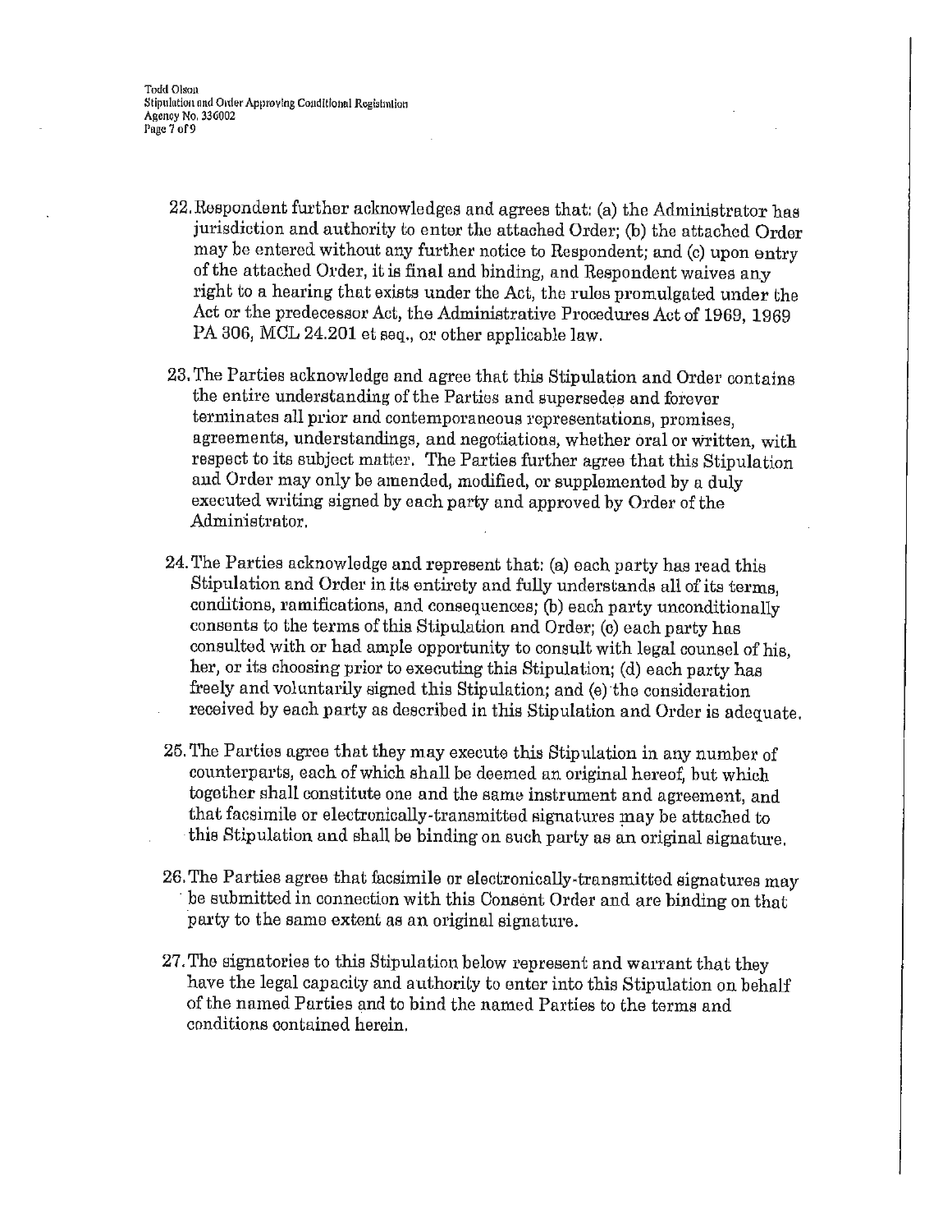22. Respondent further acknowledges and agrees that: (a) the Administrator has jurisdiction and authority to enter the attached Order; (b) the attached Order may be entered without any further notice to Respondent; and (c) upon entry of the attached Order, it is final and binding, and Respondent waives any right to a hearing that exists under the Act, the rules promulgated under the Act or the predecessor Act, the Administrative Procedures Act of 1969, 1969 PA 306, MCL 24.201 et seq., or other applicable law.

23. The Parties acknowledge and agree that this Stipulation and Order contains the entire understanding of the Parties and supersedes and forever terminates all prior and contemporaneous representations, promises, agreements, understandings, and negotiations, whether oral or written, with respect to its subject matter. The Parties further agree that this Stipulation and Order may only be amended, modified, or supplemented by a duly executed writing signed by each party and approved by Order of the Administrator.

24. The Parties acknowledge and represent that: (a) each party has read this Stipulation and Order in its entirety and fully understands all of its terms, conditions, ramifications, and consequences; (b) each party unconditionally consents to the terms of this Stipulation and Order; (c) each party has consulted with or had ample opportunity to consult with legal counsel of his, her, or its choosing prior to executing this Stipulation; (d) each party has freely and voluntarily signed this Stipulation; and (e) the consideration received by each party as described in this Stipulation and Order is adequate.

25. The Parties agree that they may execute this Stipulation in any number of counterparts, each of which shall be deemed an original hereof, but which together shall constitute one and the same instrument and agreement, and that facsimile or electronically-transmitted signatures may be attached to this Stipulation and shall be binding on such party as an original signature.

26. The Parties agree that facsimile or electronically-transmitted signatures may be submitted in connection with this Consent Order and are binding on that party to the same extent as an original signature.

27. The signatories to this Stipulation below represent and warrant that they have the legal capacity and authority to enter into this Stipulation on behalf of the named Parties and to bind the named Parties to the terms and conditions contained herein.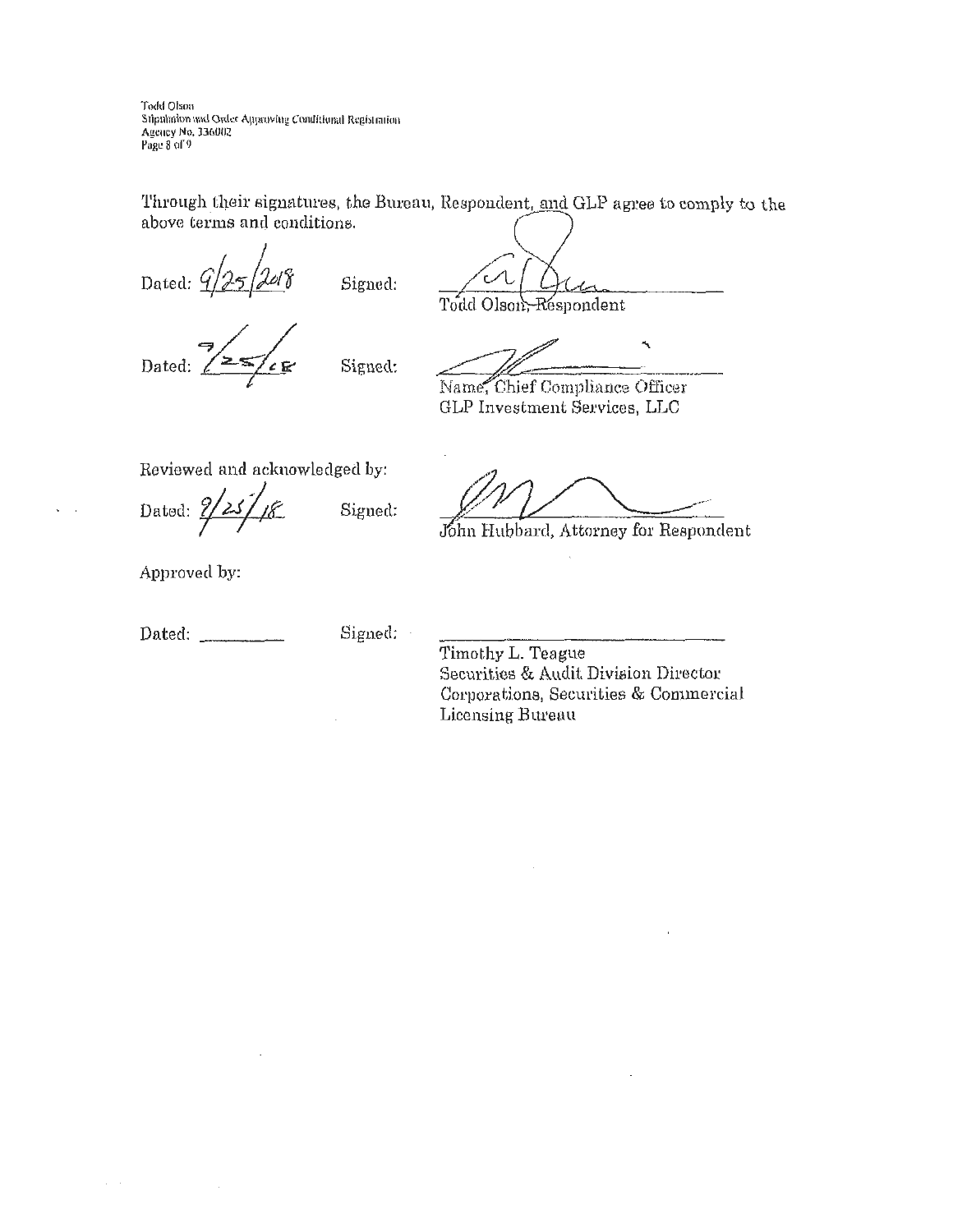Through their signatures, the Bureau, Respondent, and GLP agree to comply to the above terms and conditions.

Dated: 9/25/2018 Signed: ______________________
Todd Olson, Respondent

Dated: 9/25/18 Signed: ______________________
Name, Chief Compliance Officer
GLP Investment Services, LLC

Reviewed and acknowledged by:

Dated: 9/25/18 Signed: ______________________
John Hubbard, Attorney for Respondent

Approved by:

Dated: ________ Signed: ______________________
Timothy L. Teague
Securities & Audit Division Director
Corporations, Securities & Commercial Licensing Bureau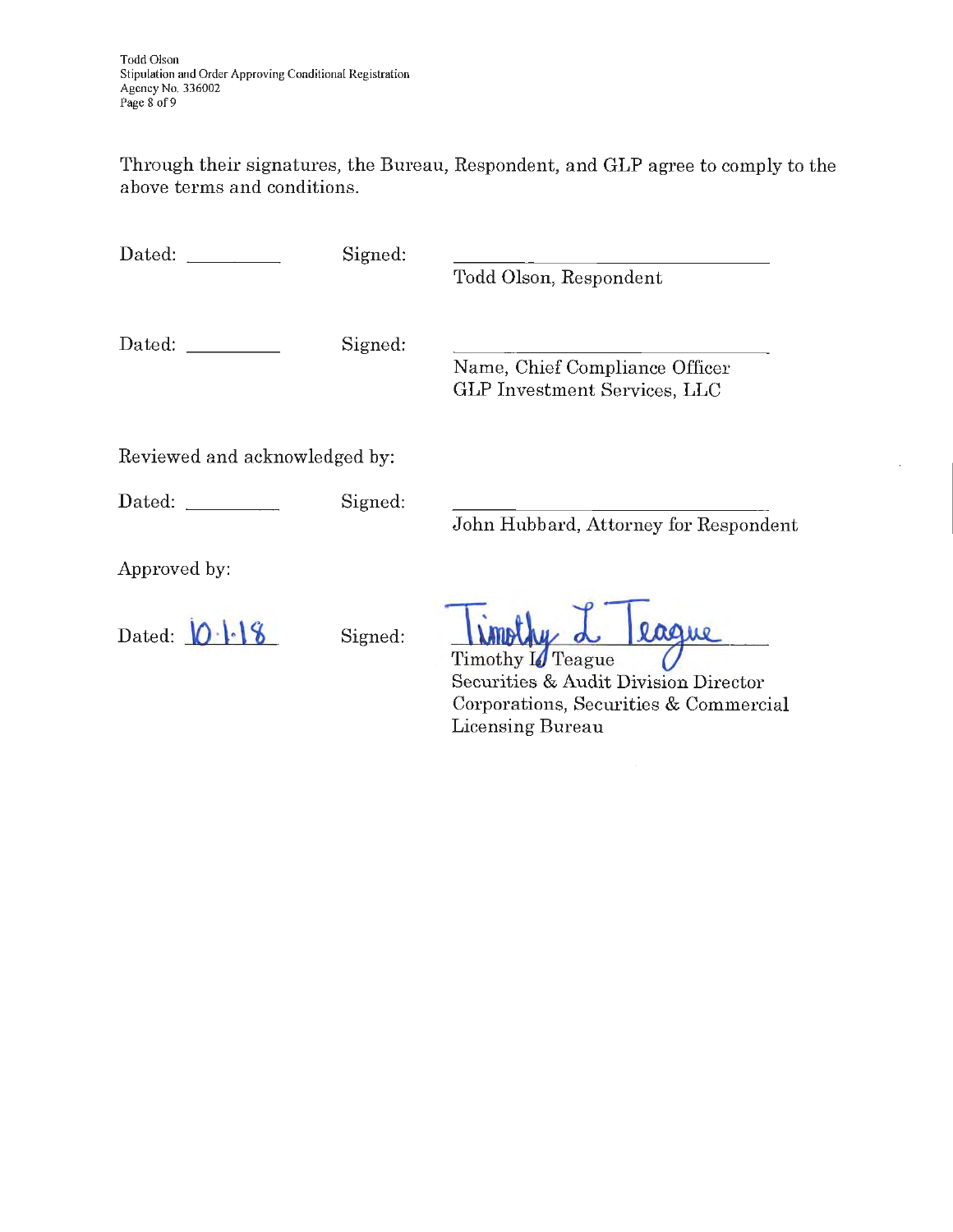Through their signatures, the Bureau, Respondent, and GLP agree to comply to the above terms and conditions.

Dated: __________ Signed: ______________________________
Todd Olson, Respondent

Dated: __________ Signed: ______________________________
Name, Chief Compliance Officer
GLP Investment Services, LLC

Reviewed and acknowledged by:

Dated: __________ Signed: ______________________________
John Hubbard, Attorney for Respondent

Approved by:

Dated: 10.1.18 Signed: Timothy L. Teague
Timothy L. Teague
Securities & Audit Division Director
Corporations, Securities & Commercial Licensing Bureau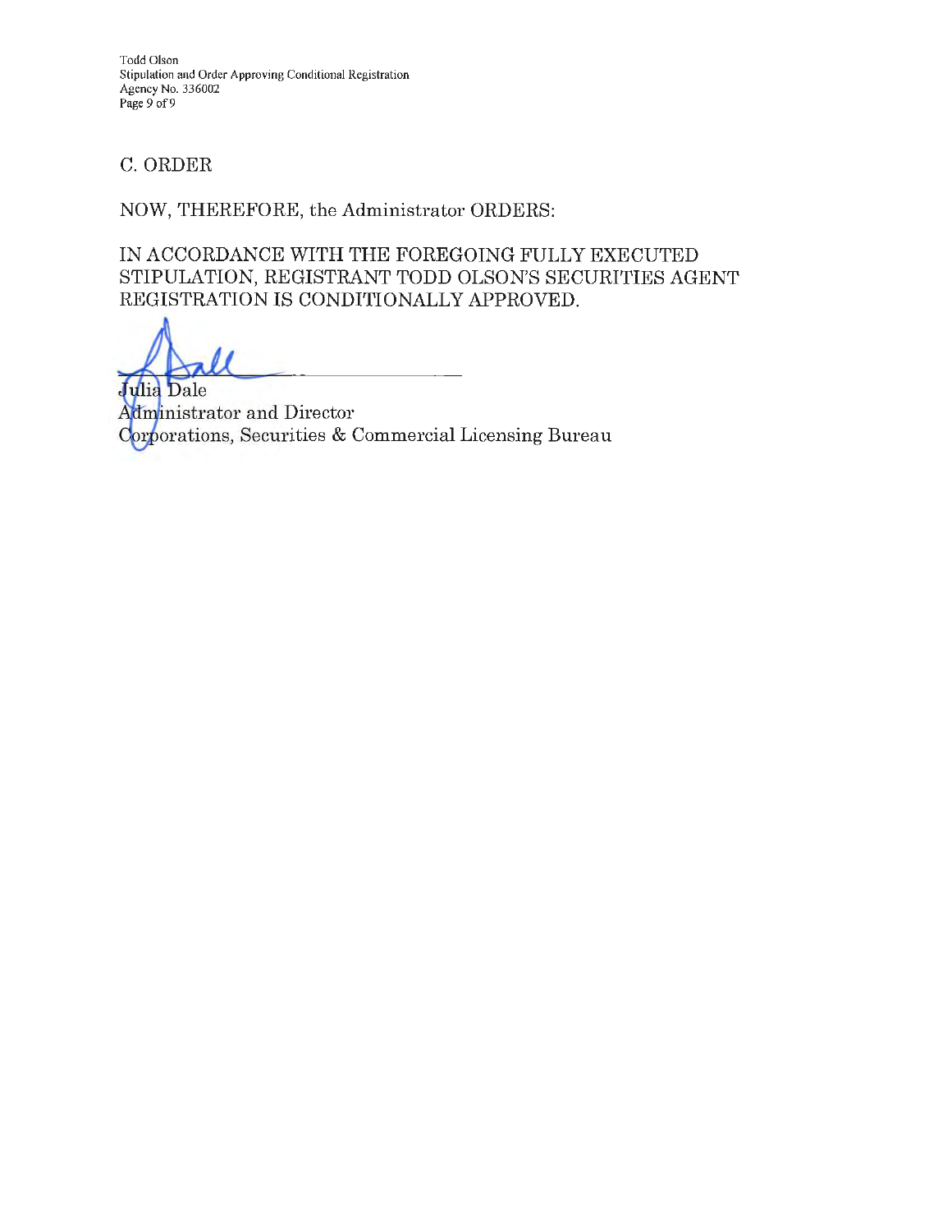## C. ORDER

NOW, THEREFORE, the Administrator ORDERS:

IN ACCORDANCE WITH THE FOREGOING FULLY EXECUTED STIPULATION, REGISTRANT TODD OLSON'S SECURITIES AGENT REGISTRATION IS CONDITIONALLY APPROVED.

Julia Dale
Administrator and Director
Corporations, Securities & Commercial Licensing Bureau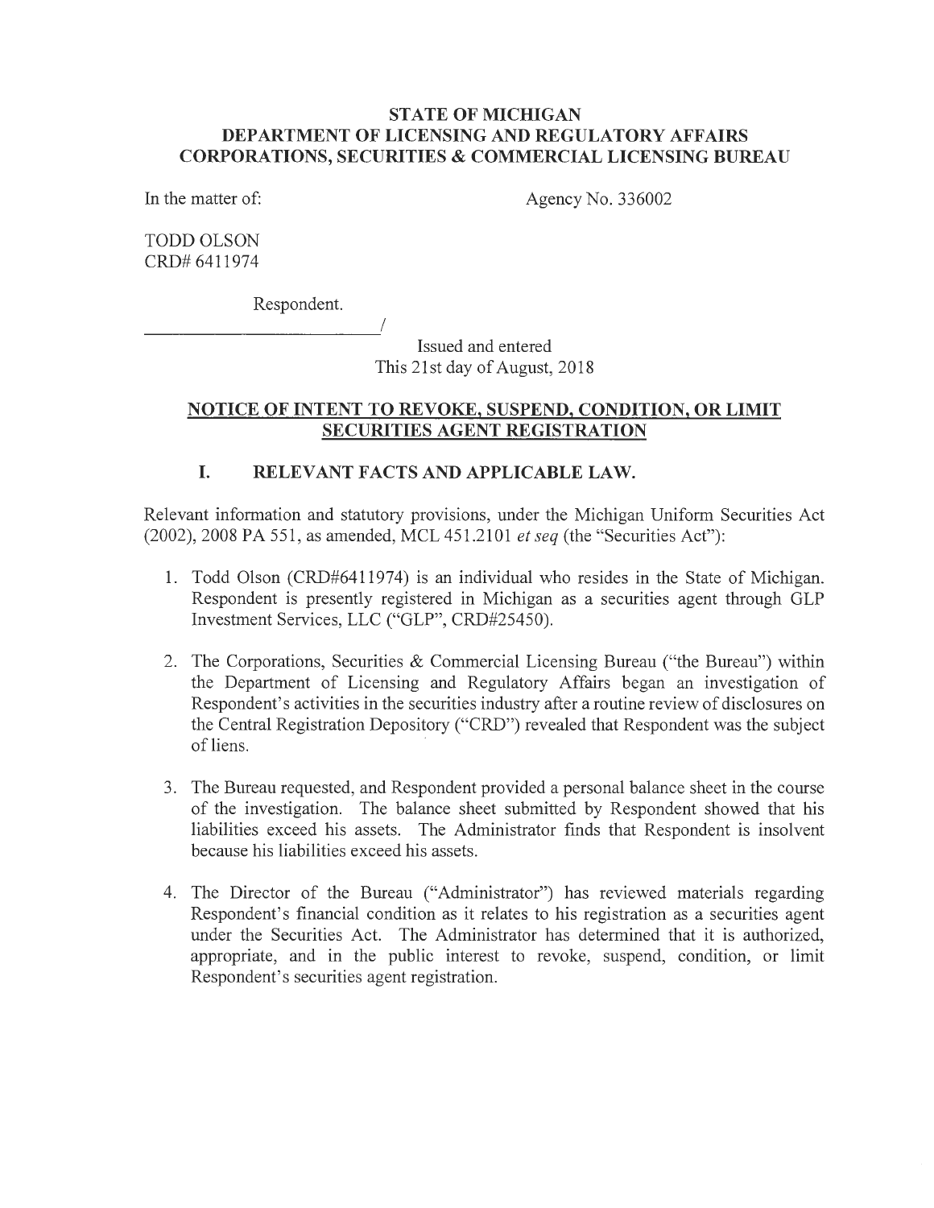**STATE OF MICHIGAN**
**DEPARTMENT OF LICENSING AND REGULATORY AFFAIRS**
**CORPORATIONS, SECURITIES & COMMERCIAL LICENSING BUREAU**

In the matter of: Agency No. 336002

TODD OLSON
CRD# 6411974

Respondent.
_____________________________/

Issued and entered
This 21st day of August, 2018

## NOTICE OF INTENT TO REVOKE, SUSPEND, CONDITION, OR LIMIT SECURITIES AGENT REGISTRATION

### I. RELEVANT FACTS AND APPLICABLE LAW.

Relevant information and statutory provisions, under the Michigan Uniform Securities Act (2002), 2008 PA 551, as amended, MCL 451.2101 *et seq* (the "Securities Act"):

1. Todd Olson (CRD#6411974) is an individual who resides in the State of Michigan. Respondent is presently registered in Michigan as a securities agent through GLP Investment Services, LLC ("GLP", CRD#25450).

2. The Corporations, Securities & Commercial Licensing Bureau ("the Bureau") within the Department of Licensing and Regulatory Affairs began an investigation of Respondent's activities in the securities industry after a routine review of disclosures on the Central Registration Depository ("CRD") revealed that Respondent was the subject of liens.

3. The Bureau requested, and Respondent provided a personal balance sheet in the course of the investigation. The balance sheet submitted by Respondent showed that his liabilities exceed his assets. The Administrator finds that Respondent is insolvent because his liabilities exceed his assets.

4. The Director of the Bureau ("Administrator") has reviewed materials regarding Respondent's financial condition as it relates to his registration as a securities agent under the Securities Act. The Administrator has determined that it is authorized, appropriate, and in the public interest to revoke, suspend, condition, or limit Respondent's securities agent registration.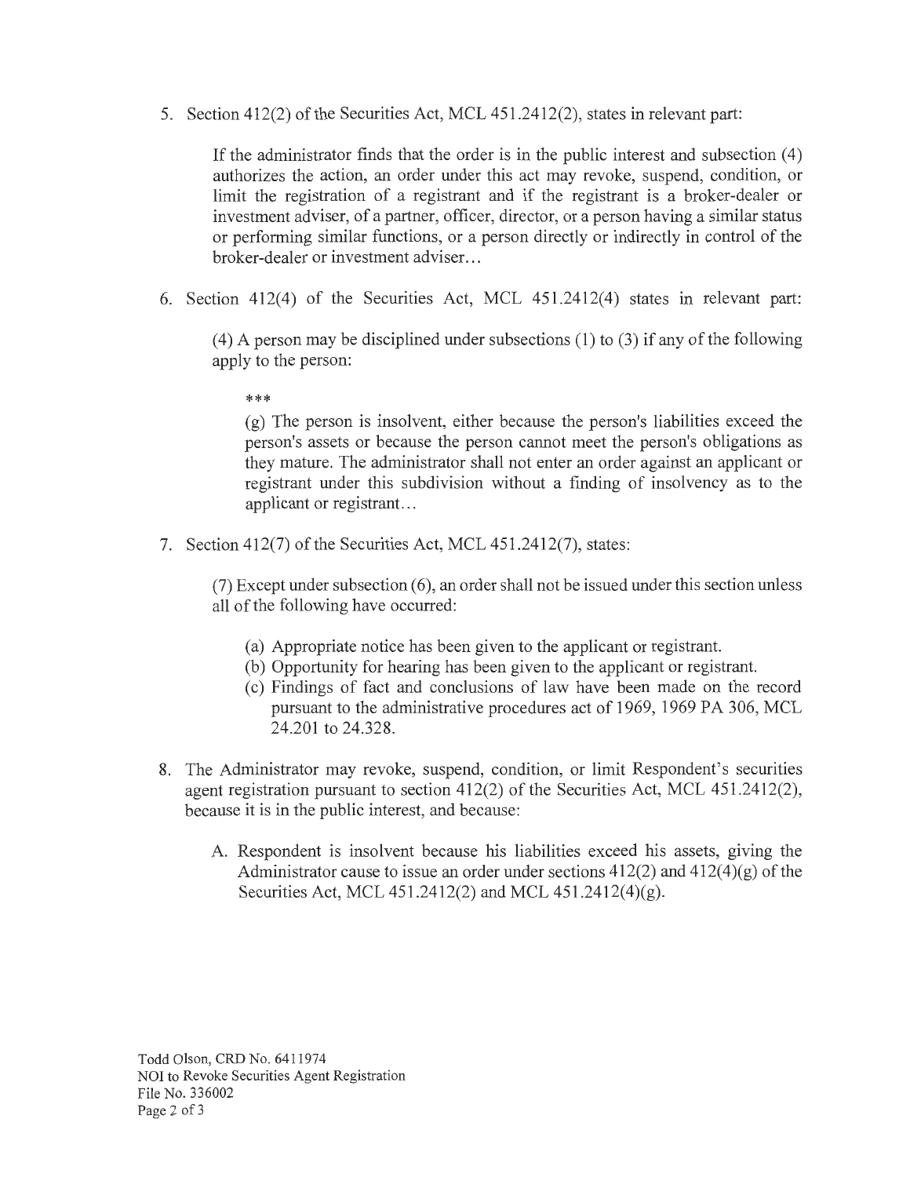5. Section 412(2) of the Securities Act, MCL 451.2412(2), states in relevant part:

   If the administrator finds that the order is in the public interest and subsection (4) authorizes the action, an order under this act may revoke, suspend, condition, or limit the registration of a registrant and if the registrant is a broker-dealer or investment adviser, of a partner, officer, director, or a person having a similar status or performing similar functions, or a person directly or indirectly in control of the broker-dealer or investment adviser…

6. Section 412(4) of the Securities Act, MCL 451.2412(4) states in relevant part:

   (4) A person may be disciplined under subsections (1) to (3) if any of the following apply to the person:

   ***

   (g) The person is insolvent, either because the person's liabilities exceed the person's assets or because the person cannot meet the person's obligations as they mature. The administrator shall not enter an order against an applicant or registrant under this subdivision without a finding of insolvency as to the applicant or registrant…

7. Section 412(7) of the Securities Act, MCL 451.2412(7), states:

   (7) Except under subsection (6), an order shall not be issued under this section unless all of the following have occurred:

   (a) Appropriate notice has been given to the applicant or registrant.
   (b) Opportunity for hearing has been given to the applicant or registrant.
   (c) Findings of fact and conclusions of law have been made on the record pursuant to the administrative procedures act of 1969, 1969 PA 306, MCL 24.201 to 24.328.

8. The Administrator may revoke, suspend, condition, or limit Respondent's securities agent registration pursuant to section 412(2) of the Securities Act, MCL 451.2412(2), because it is in the public interest, and because:

   A. Respondent is insolvent because his liabilities exceed his assets, giving the Administrator cause to issue an order under sections 412(2) and 412(4)(g) of the Securities Act, MCL 451.2412(2) and MCL 451.2412(4)(g).

Todd Olson, CRD No. 6411974
NOI to Revoke Securities Agent Registration
File No. 336002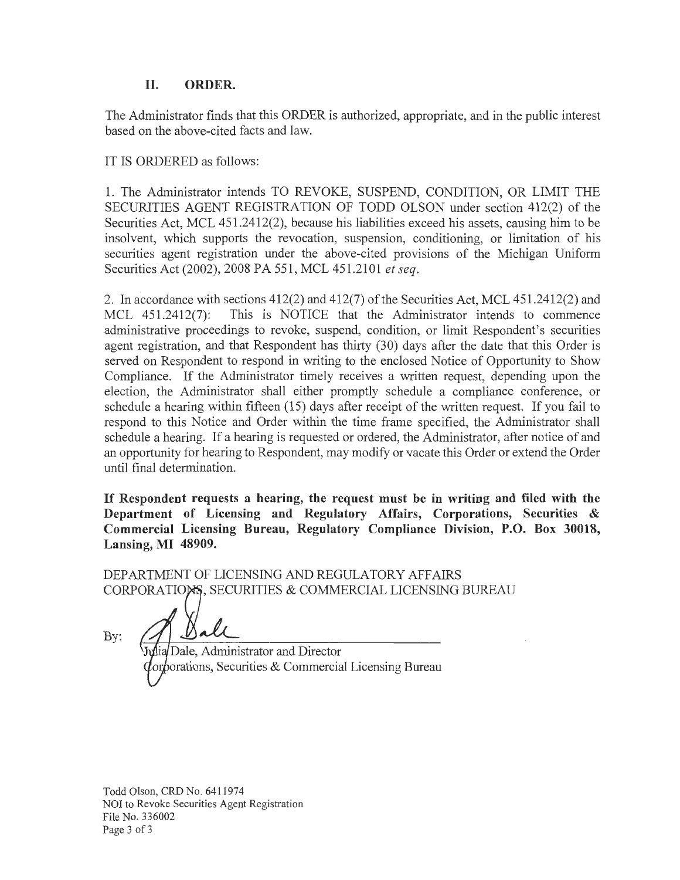## II. ORDER.

The Administrator finds that this ORDER is authorized, appropriate, and in the public interest based on the above-cited facts and law.

IT IS ORDERED as follows:

1. The Administrator intends TO REVOKE, SUSPEND, CONDITION, OR LIMIT THE SECURITIES AGENT REGISTRATION OF TODD OLSON under section 412(2) of the Securities Act, MCL 451.2412(2), because his liabilities exceed his assets, causing him to be insolvent, which supports the revocation, suspension, conditioning, or limitation of his securities agent registration under the above-cited provisions of the Michigan Uniform Securities Act (2002), 2008 PA 551, MCL 451.2101 *et seq*.

2. In accordance with sections 412(2) and 412(7) of the Securities Act, MCL 451.2412(2) and MCL 451.2412(7): This is NOTICE that the Administrator intends to commence administrative proceedings to revoke, suspend, condition, or limit Respondent's securities agent registration, and that Respondent has thirty (30) days after the date that this Order is served on Respondent to respond in writing to the enclosed Notice of Opportunity to Show Compliance. If the Administrator timely receives a written request, depending upon the election, the Administrator shall either promptly schedule a compliance conference, or schedule a hearing within fifteen (15) days after receipt of the written request. If you fail to respond to this Notice and Order within the time frame specified, the Administrator shall schedule a hearing. If a hearing is requested or ordered, the Administrator, after notice of and an opportunity for hearing to Respondent, may modify or vacate this Order or extend the Order until final determination.

**If Respondent requests a hearing, the request must be in writing and filed with the Department of Licensing and Regulatory Affairs, Corporations, Securities & Commercial Licensing Bureau, Regulatory Compliance Division, P.O. Box 30018, Lansing, MI 48909.**

DEPARTMENT OF LICENSING AND REGULATORY AFFAIRS
CORPORATIONS, SECURITIES & COMMERCIAL LICENSING BUREAU

By: J. Dale

Julia Dale, Administrator and Director
Corporations, Securities & Commercial Licensing Bureau

Todd Olson, CRD No. 6411974
NOI to Revoke Securities Agent Registration
File No. 336002